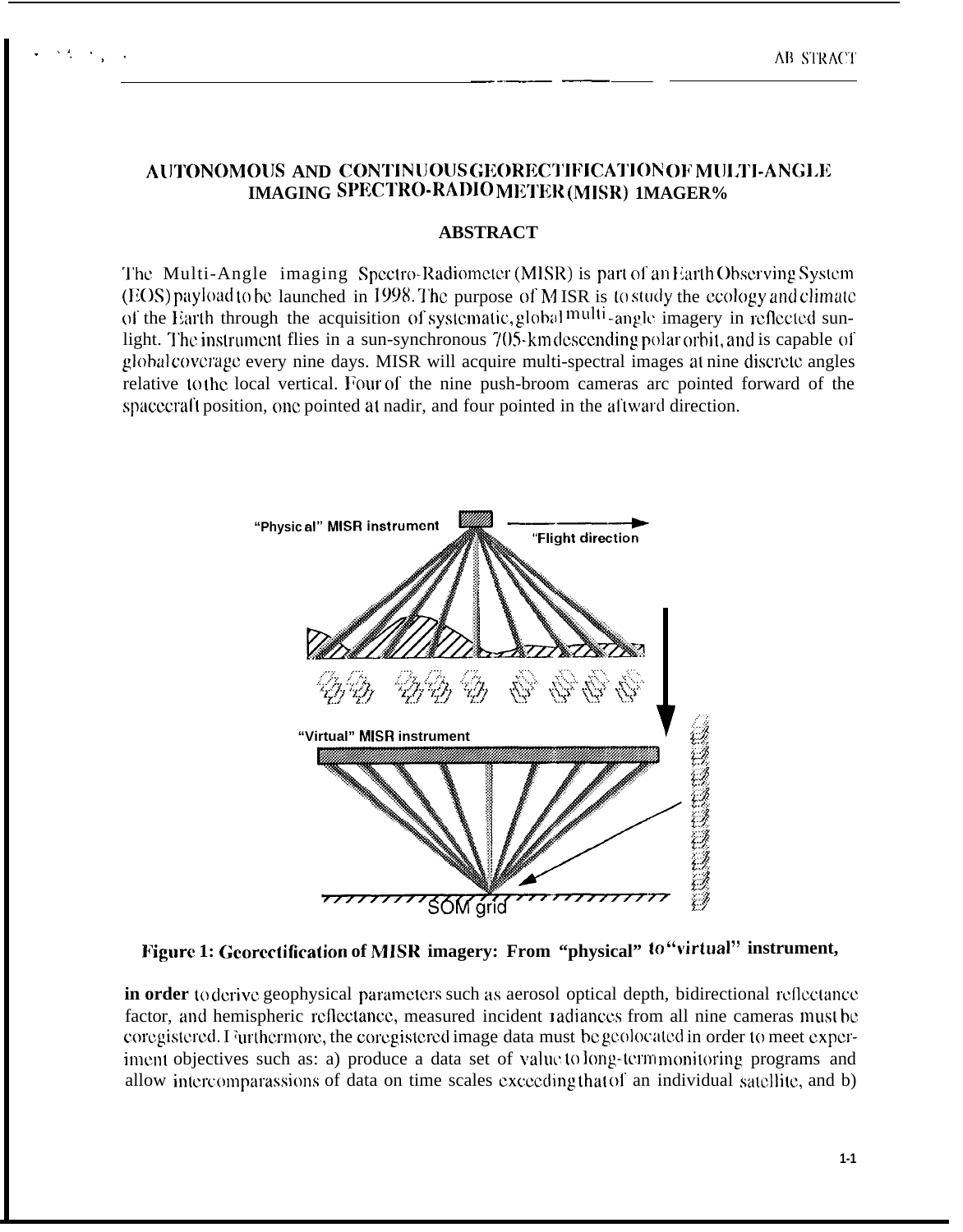# AUTONOMOUS AND CONTINUOUS GEORECTIFICATION OF MULTI-ANGLE IMAGING SPECTRO-RADIOMETER (MISR) IMAGERY

## ABSTRACT

The Multi-Angle imaging Spectro-Radiometer (MISR) is part of an Earth Observing System (EOS) payload to be launched in 1998. The purpose of MISR is to study the ecology and climate of the Earth through the acquisition of systematic, global multi-angle imagery in reflected sunlight. The instrument flies in a sun-synchronous 705-km descending polar orbit, and is capable of global coverage every nine days. MISR will acquire multi-spectral images at nine discrete angles relative to the local vertical. Four of the nine push-broom cameras are pointed forward of the spacecraft position, one pointed at nadir, and four pointed in the aftward direction.

"Physical" MISR instrument

"Flight direction

"Virtual" MISR instrument

SOM grid

**Figure 1: Georectification of MISR imagery: From "physical" to "virtual" instrument,**

**in order** to derive geophysical parameters such as aerosol optical depth, bidirectional reflectance factor, and hemispheric reflectance, measured incident radiances from all nine cameras must be coregistered. Furthermore, the coregistered image data must be geolocated in order to meet experiment objectives such as: a) produce a data set of value to long-term monitoring programs and allow intercomparassions of data on time scales exceeding that of an individual satellite, and b)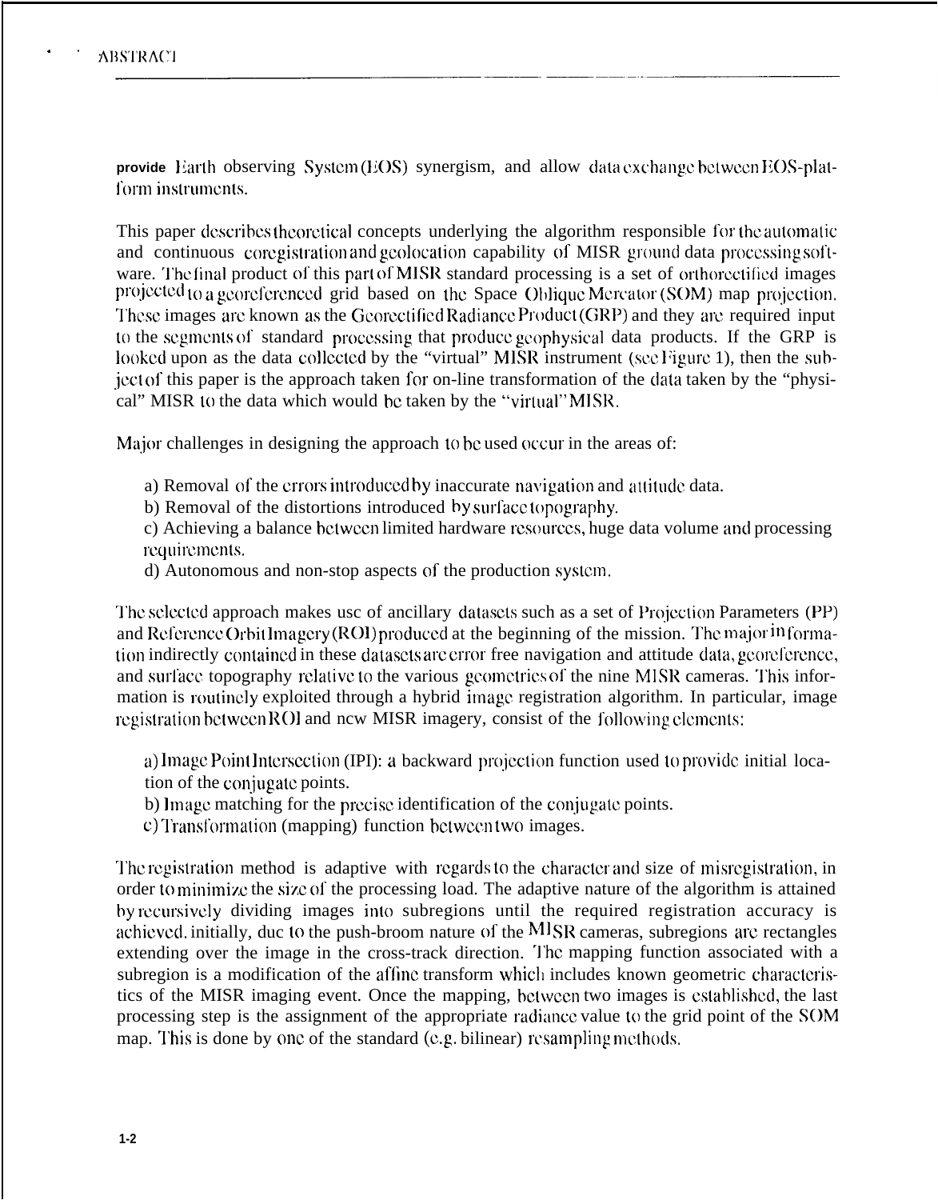provide Earth observing System (EOS) synergism, and allow data exchange between EOS-platform instruments.

This paper describes theoretical concepts underlying the algorithm responsible for the automatic and continuous coregistration and geolocation capability of MISR ground data processing software. The final product of this part of MISR standard processing is a set of orthorectified images projected to a georeferenced grid based on the Space Oblique Mercator (SOM) map projection. These images are known as the Georectified Radiance Product (GRP) and they are required input to the segments of standard processing that produce geophysical data products. If the GRP is looked upon as the data collected by the "virtual" MISR instrument (see Figure 1), then the subject of this paper is the approach taken for on-line transformation of the data taken by the "physical" MISR to the data which would be taken by the "virtual" MISR.

Major challenges in designing the approach to be used occur in the areas of:

a) Removal of the errors introduced by inaccurate navigation and attitude data.
b) Removal of the distortions introduced by surface topography.
c) Achieving a balance between limited hardware resources, huge data volume and processing requirements.
d) Autonomous and non-stop aspects of the production system.

The selected approach makes use of ancillary datasets such as a set of Projection Parameters (PP) and Reference Orbit Imagery (ROI) produced at the beginning of the mission. The major information indirectly contained in these datasets are error free navigation and attitude data, georeference, and surface topography relative to the various geometries of the nine MISR cameras. This information is routinely exploited through a hybrid image registration algorithm. In particular, image registration between ROI and new MISR imagery, consist of the following elements:

a) Image Point Intersection (IPI): a backward projection function used to provide initial location of the conjugate points.
b) Image matching for the precise identification of the conjugate points.
c) Transformation (mapping) function between two images.

The registration method is adaptive with regards to the character and size of misregistration, in order to minimize the size of the processing load. The adaptive nature of the algorithm is attained by recursively dividing images into subregions until the required registration accuracy is achieved. initially, due to the push-broom nature of the MISR cameras, subregions are rectangles extending over the image in the cross-track direction. The mapping function associated with a subregion is a modification of the affine transform which includes known geometric characteristics of the MISR imaging event. Once the mapping, between two images is established, the last processing step is the assignment of the appropriate radiance value to the grid point of the SOM map. This is done by one of the standard (e.g. bilinear) resampling methods.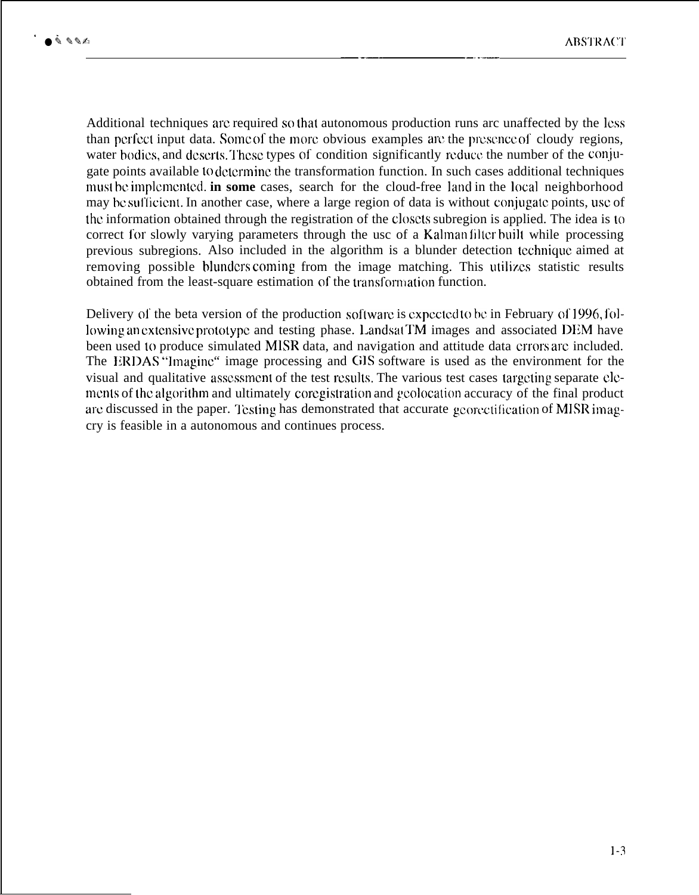Additional techniques are required so that autonomous production runs are unaffected by the less than perfect input data. Some of the more obvious examples are the presence of cloudy regions, water bodies, and deserts. These types of condition significantly reduce the number of the conjugate points available to determine the transformation function. In such cases additional techniques must be implemented. **in some** cases, search for the cloud-free land in the local neighborhood may be sufficient. In another case, where a large region of data is without conjugate points, use of the information obtained through the registration of the closets subregion is applied. The idea is to correct for slowly varying parameters through the use of a Kalman filter built while processing previous subregions. Also included in the algorithm is a blunder detection technique aimed at removing possible blunders coming from the image matching. This utilizes statistic results obtained from the least-square estimation of the transformation function.

Delivery of the beta version of the production software is expected to be in February of 1996, following an extensive prototype and testing phase. Landsat TM images and associated DEM have been used to produce simulated MISR data, and navigation and attitude data errors are included. The ERDAS "Imagine" image processing and GIS software is used as the environment for the visual and qualitative assessment of the test results. The various test cases targeting separate elements of the algorithm and ultimately coregistration and geolocation accuracy of the final product are discussed in the paper. Testing has demonstrated that accurate georectification of MISR imagery is feasible in a autonomous and continues process.